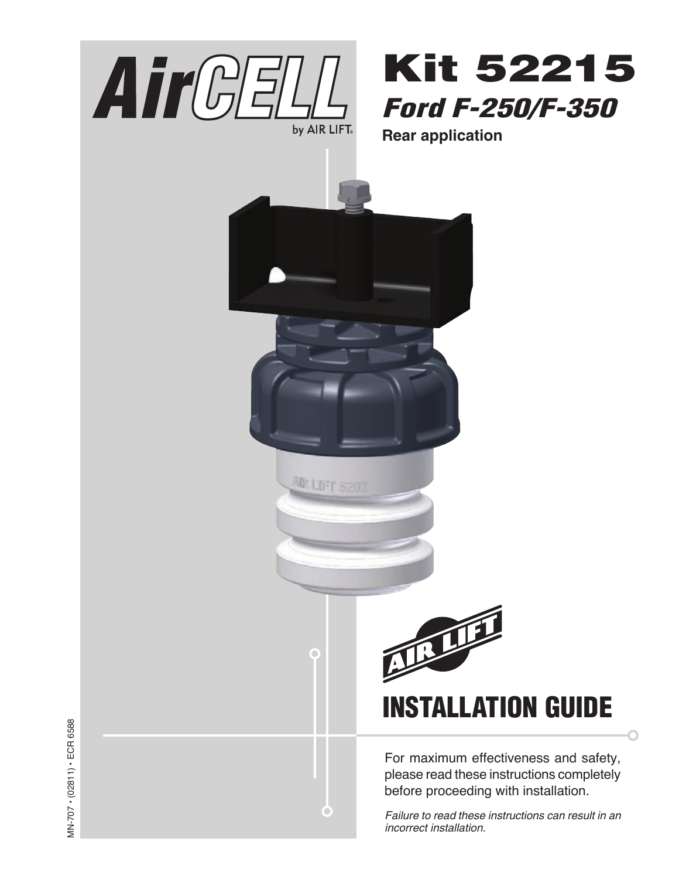# AirCELL

by AIR LIFT®

# Kit 52215

## *Ford F-250/F-350*

**Rear application**

AIR LIFT

# INSTALLATION GUIDE

For maximum effectiveness and safety, please read these instructions completely before proceeding with installation.

*Failure to read these instructions can result in an incorrect installation.*

MN-707 • (02811) • ECR 6588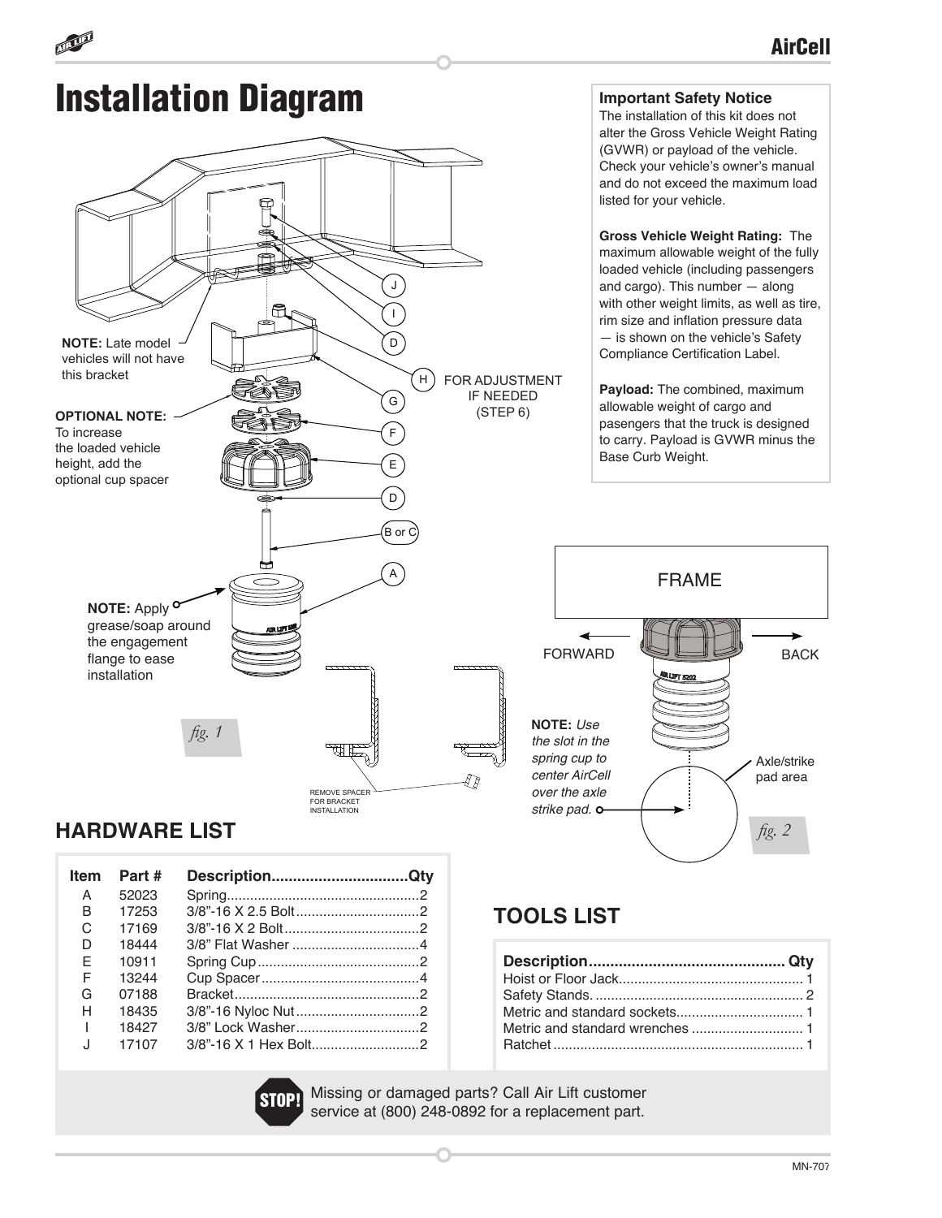# Installation Diagram

**Important Safety Notice**
The installation of this kit does not alter the Gross Vehicle Weight Rating (GVWR) or payload of the vehicle. Check your vehicle's owner's manual and do not exceed the maximum load listed for your vehicle.

**Gross Vehicle Weight Rating:** The maximum allowable weight of the fully loaded vehicle (including passengers and cargo). This number — along with other weight limits, as well as tire, rim size and inflation pressure data — is shown on the vehicle's Safety Compliance Certification Label.

**Payload:** The combined, maximum allowable weight of cargo and pasengers that the truck is designed to carry. Payload is GVWR minus the Base Curb Weight.

**NOTE:** Late model vehicles will not have this bracket

**OPTIONAL NOTE:** To increase the loaded vehicle height, add the optional cup spacer

H FOR ADJUSTMENT IF NEEDED (STEP 6)

**NOTE:** Apply grease/soap around the engagement flange to ease installation

REMOVE SPACER FOR BRACKET INSTALLATION

*fig. 1*

FRAME

FORWARD

BACK

**NOTE:** *Use the slot in the spring cup to center AirCell over the axle strike pad.*

Axle/strike pad area

*fig. 2*

## HARDWARE LIST

| Item | Part # | Description | Qty |
|---|---|---|---|
| A | 52023 | Spring | 2 |
| B | 17253 | 3/8"-16 X 2.5 Bolt | 2 |
| C | 17169 | 3/8"-16 X 2 Bolt | 2 |
| D | 18444 | 3/8" Flat Washer | 4 |
| E | 10911 | Spring Cup | 2 |
| F | 13244 | Cup Spacer | 4 |
| G | 07188 | Bracket | 2 |
| H | 18435 | 3/8"-16 Nyloc Nut | 2 |
| I | 18427 | 3/8" Lock Washer | 2 |
| J | 17107 | 3/8"-16 X 1 Hex Bolt | 2 |

## TOOLS LIST

| Description | Qty |
|---|---|
| Hoist or Floor Jack | 1 |
| Safety Stands. | 2 |
| Metric and standard sockets | 1 |
| Metric and standard wrenches | 1 |
| Ratchet | 1 |

**STOP!** Missing or damaged parts? Call Air Lift customer service at (800) 248-0892 for a replacement part.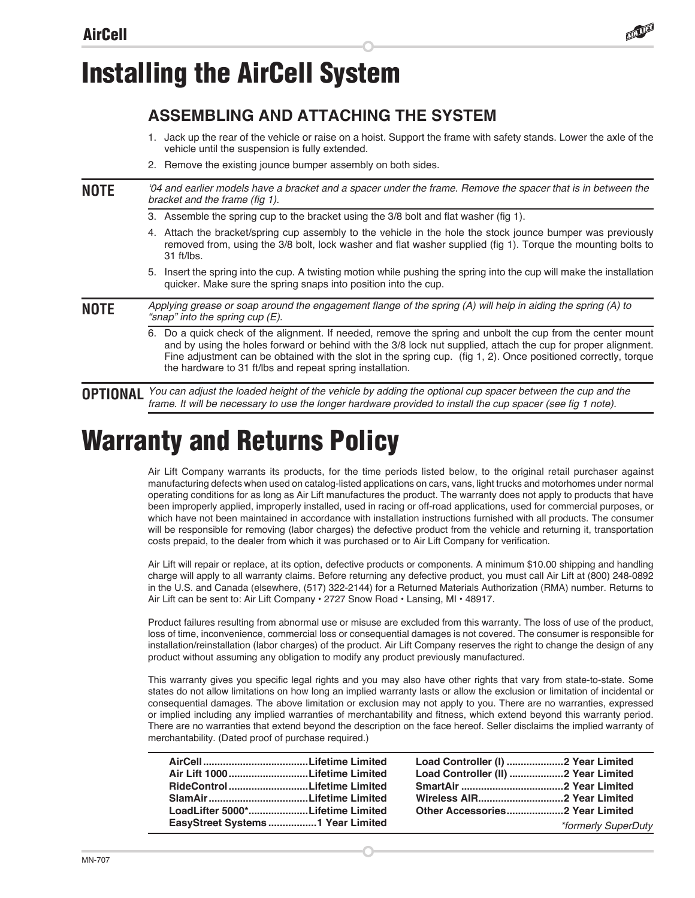# Installing the AirCell System

## ASSEMBLING AND ATTACHING THE SYSTEM

1. Jack up the rear of the vehicle or raise on a hoist. Support the frame with safety stands. Lower the axle of the vehicle until the suspension is fully extended.
2. Remove the existing jounce bumper assembly on both sides.

**NOTE** *'04 and earlier models have a bracket and a spacer under the frame. Remove the spacer that is in between the bracket and the frame (fig 1).*

3. Assemble the spring cup to the bracket using the 3/8 bolt and flat washer (fig 1).
4. Attach the bracket/spring cup assembly to the vehicle in the hole the stock jounce bumper was previously removed from, using the 3/8 bolt, lock washer and flat washer supplied (fig 1). Torque the mounting bolts to 31 ft/lbs.
5. Insert the spring into the cup. A twisting motion while pushing the spring into the cup will make the installation quicker. Make sure the spring snaps into position into the cup.

**NOTE** *Applying grease or soap around the engagement flange of the spring (A) will help in aiding the spring (A) to "snap" into the spring cup (E).*

6. Do a quick check of the alignment. If needed, remove the spring and unbolt the cup from the center mount and by using the holes forward or behind with the 3/8 lock nut supplied, attach the cup for proper alignment. Fine adjustment can be obtained with the slot in the spring cup. (fig 1, 2). Once positioned correctly, torque the hardware to 31 ft/lbs and repeat spring installation.

**OPTIONAL** *You can adjust the loaded height of the vehicle by adding the optional cup spacer between the cup and the frame. It will be necessary to use the longer hardware provided to install the cup spacer (see fig 1 note).*

# Warranty and Returns Policy

Air Lift Company warrants its products, for the time periods listed below, to the original retail purchaser against manufacturing defects when used on catalog-listed applications on cars, vans, light trucks and motorhomes under normal operating conditions for as long as Air Lift manufactures the product. The warranty does not apply to products that have been improperly applied, improperly installed, used in racing or off-road applications, used for commercial purposes, or which have not been maintained in accordance with installation instructions furnished with all products. The consumer will be responsible for removing (labor charges) the defective product from the vehicle and returning it, transportation costs prepaid, to the dealer from which it was purchased or to Air Lift Company for verification.

Air Lift will repair or replace, at its option, defective products or components. A minimum $10.00 shipping and handling charge will apply to all warranty claims. Before returning any defective product, you must call Air Lift at (800) 248-0892 in the U.S. and Canada (elsewhere, (517) 322-2144) for a Returned Materials Authorization (RMA) number. Returns to Air Lift can be sent to: Air Lift Company • 2727 Snow Road • Lansing, MI • 48917.

Product failures resulting from abnormal use or misuse are excluded from this warranty. The loss of use of the product, loss of time, inconvenience, commercial loss or consequential damages is not covered. The consumer is responsible for installation/reinstallation (labor charges) of the product. Air Lift Company reserves the right to change the design of any product without assuming any obligation to modify any product previously manufactured.

This warranty gives you specific legal rights and you may also have other rights that vary from state-to-state. Some states do not allow limitations on how long an implied warranty lasts or allow the exclusion or limitation of incidental or consequential damages. The above limitation or exclusion may not apply to you. There are no warranties, expressed or implied including any implied warranties of merchantability and fitness, which extend beyond this warranty period. There are no warranties that extend beyond the description on the face hereof. Seller disclaims the implied warranty of merchantability. (Dated proof of purchase required.)

| Product | Warranty | Product | Warranty |
|---|---|---|---|
| **AirCell** | **Lifetime Limited** | **Load Controller (I)** | **2 Year Limited** |
| **Air Lift 1000** | **Lifetime Limited** | **Load Controller (II)** | **2 Year Limited** |
| **RideControl** | **Lifetime Limited** | **SmartAir** | **2 Year Limited** |
| **SlamAir** | **Lifetime Limited** | **Wireless AIR** | **2 Year Limited** |
| **LoadLifter 5000*** | **Lifetime Limited** | **Other Accessories** | **2 Year Limited** |
| **EasyStreet Systems** | **1 Year Limited** | | |

*formerly SuperDuty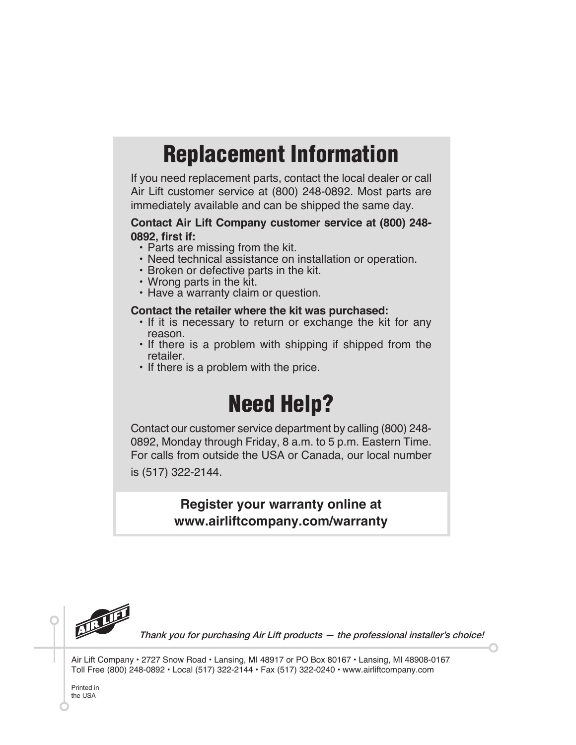# Replacement Information

If you need replacement parts, contact the local dealer or call Air Lift customer service at (800) 248-0892. Most parts are immediately available and can be shipped the same day.

**Contact Air Lift Company customer service at (800) 248-0892, first if:**

- Parts are missing from the kit.
- Need technical assistance on installation or operation.
- Broken or defective parts in the kit.
- Wrong parts in the kit.
- Have a warranty claim or question.

**Contact the retailer where the kit was purchased:**

- If it is necessary to return or exchange the kit for any reason.
- If there is a problem with shipping if shipped from the retailer.
- If there is a problem with the price.

# Need Help?

Contact our customer service department by calling (800) 248-0892, Monday through Friday, 8 a.m. to 5 p.m. Eastern Time. For calls from outside the USA or Canada, our local number is (517) 322-2144.

**Register your warranty online at www.airliftcompany.com/warranty**

AIR LIFT

*Thank you for purchasing Air Lift products — the professional installer's choice!*

Air Lift Company • 2727 Snow Road • Lansing, MI 48917 or PO Box 80167 • Lansing, MI 48908-0167
Toll Free (800) 248-0892 • Local (517) 322-2144 • Fax (517) 322-0240 • www.airliftcompany.com

Printed in the USA